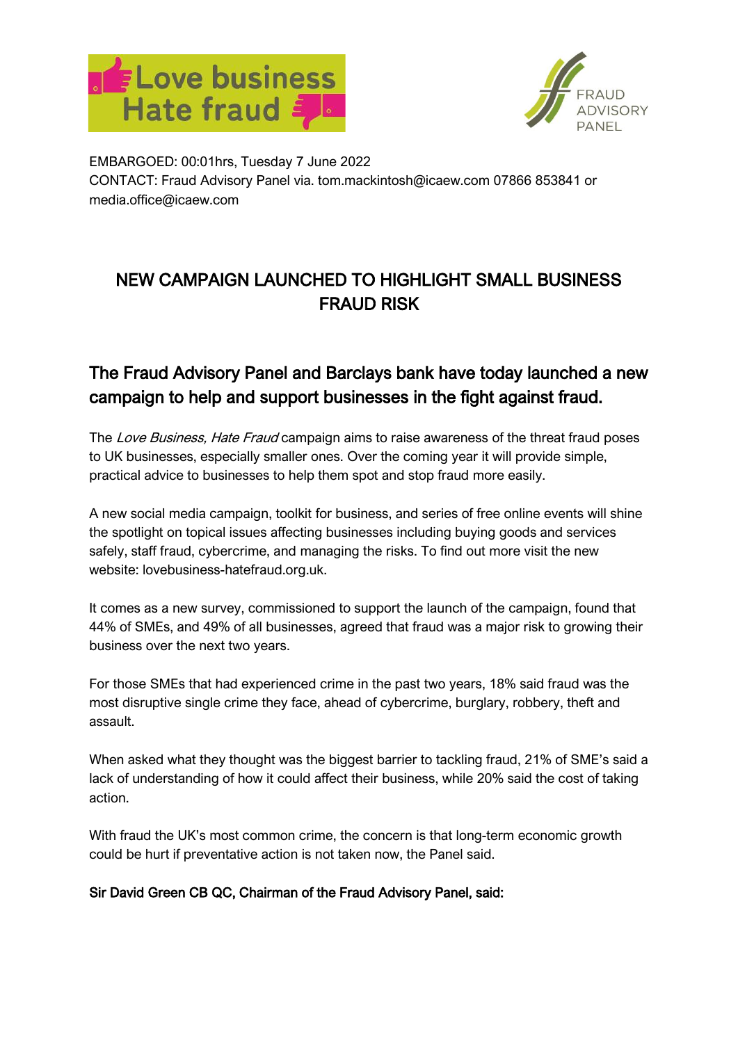EMBARGOED: 00:01hrs, Tuesday 7 June 2022
CONTACT: Fraud Advisory Panel via. tom.mackintosh@icaew.com 07866 853841 or media.office@icaew.com

# NEW CAMPAIGN LAUNCHED TO HIGHLIGHT SMALL BUSINESS FRAUD RISK

## The Fraud Advisory Panel and Barclays bank have today launched a new campaign to help and support businesses in the fight against fraud.

The *Love Business, Hate Fraud* campaign aims to raise awareness of the threat fraud poses to UK businesses, especially smaller ones. Over the coming year it will provide simple, practical advice to businesses to help them spot and stop fraud more easily.

A new social media campaign, toolkit for business, and series of free online events will shine the spotlight on topical issues affecting businesses including buying goods and services safely, staff fraud, cybercrime, and managing the risks. To find out more visit the new website: lovebusiness-hatefraud.org.uk.

It comes as a new survey, commissioned to support the launch of the campaign, found that 44% of SMEs, and 49% of all businesses, agreed that fraud was a major risk to growing their business over the next two years.

For those SMEs that had experienced crime in the past two years, 18% said fraud was the most disruptive single crime they face, ahead of cybercrime, burglary, robbery, theft and assault.

When asked what they thought was the biggest barrier to tackling fraud, 21% of SME's said a lack of understanding of how it could affect their business, while 20% said the cost of taking action.

With fraud the UK's most common crime, the concern is that long-term economic growth could be hurt if preventative action is not taken now, the Panel said.

**Sir David Green CB QC, Chairman of the Fraud Advisory Panel, said:**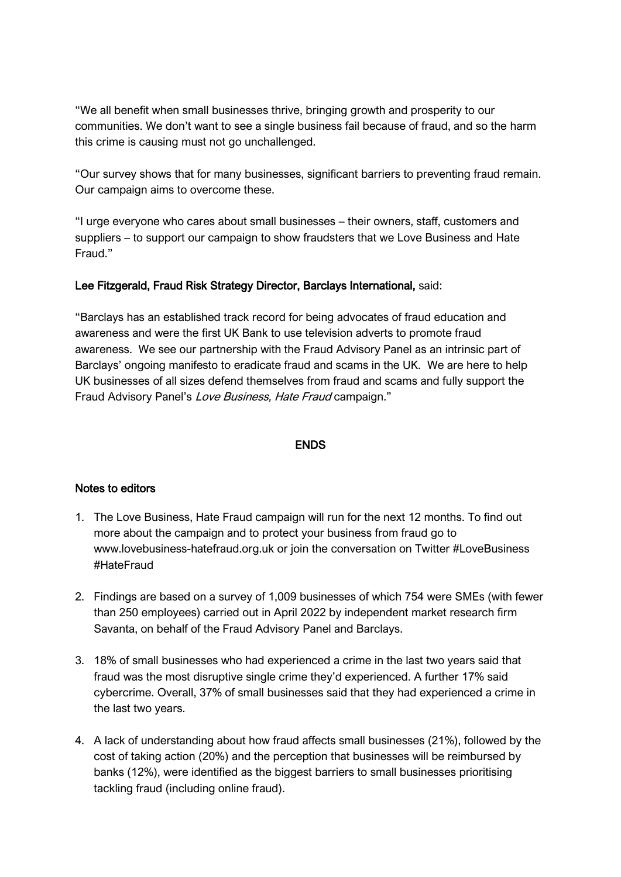"We all benefit when small businesses thrive, bringing growth and prosperity to our communities. We don't want to see a single business fail because of fraud, and so the harm this crime is causing must not go unchallenged.

"Our survey shows that for many businesses, significant barriers to preventing fraud remain. Our campaign aims to overcome these.

"I urge everyone who cares about small businesses – their owners, staff, customers and suppliers – to support our campaign to show fraudsters that we Love Business and Hate Fraud."

**Lee Fitzgerald, Fraud Risk Strategy Director, Barclays International,** said:

"Barclays has an established track record for being advocates of fraud education and awareness and were the first UK Bank to use television adverts to promote fraud awareness. We see our partnership with the Fraud Advisory Panel as an intrinsic part of Barclays' ongoing manifesto to eradicate fraud and scams in the UK. We are here to help UK businesses of all sizes defend themselves from fraud and scams and fully support the Fraud Advisory Panel's *Love Business, Hate Fraud* campaign."

**ENDS**

**Notes to editors**

1. The Love Business, Hate Fraud campaign will run for the next 12 months. To find out more about the campaign and to protect your business from fraud go to www.lovebusiness-hatefraud.org.uk or join the conversation on Twitter #LoveBusiness #HateFraud

2. Findings are based on a survey of 1,009 businesses of which 754 were SMEs (with fewer than 250 employees) carried out in April 2022 by independent market research firm Savanta, on behalf of the Fraud Advisory Panel and Barclays.

3. 18% of small businesses who had experienced a crime in the last two years said that fraud was the most disruptive single crime they'd experienced. A further 17% said cybercrime. Overall, 37% of small businesses said that they had experienced a crime in the last two years.

4. A lack of understanding about how fraud affects small businesses (21%), followed by the cost of taking action (20%) and the perception that businesses will be reimbursed by banks (12%), were identified as the biggest barriers to small businesses prioritising tackling fraud (including online fraud).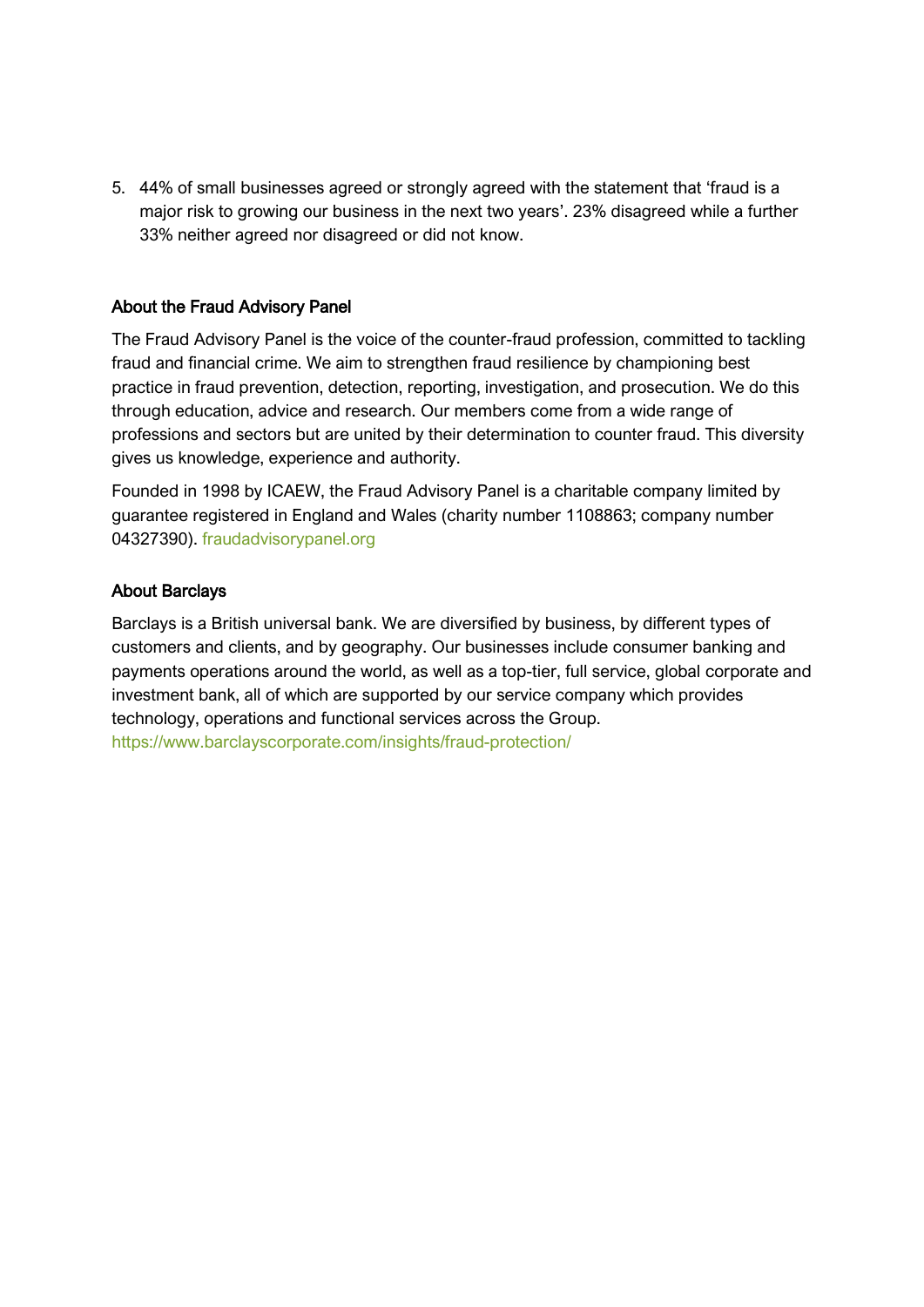5. 44% of small businesses agreed or strongly agreed with the statement that 'fraud is a major risk to growing our business in the next two years'. 23% disagreed while a further 33% neither agreed nor disagreed or did not know.

### About the Fraud Advisory Panel

The Fraud Advisory Panel is the voice of the counter-fraud profession, committed to tackling fraud and financial crime. We aim to strengthen fraud resilience by championing best practice in fraud prevention, detection, reporting, investigation, and prosecution. We do this through education, advice and research. Our members come from a wide range of professions and sectors but are united by their determination to counter fraud. This diversity gives us knowledge, experience and authority.

Founded in 1998 by ICAEW, the Fraud Advisory Panel is a charitable company limited by guarantee registered in England and Wales (charity number 1108863; company number 04327390). fraudadvisorypanel.org

### About Barclays

Barclays is a British universal bank. We are diversified by business, by different types of customers and clients, and by geography. Our businesses include consumer banking and payments operations around the world, as well as a top-tier, full service, global corporate and investment bank, all of which are supported by our service company which provides technology, operations and functional services across the Group.
https://www.barclayscorporate.com/insights/fraud-protection/